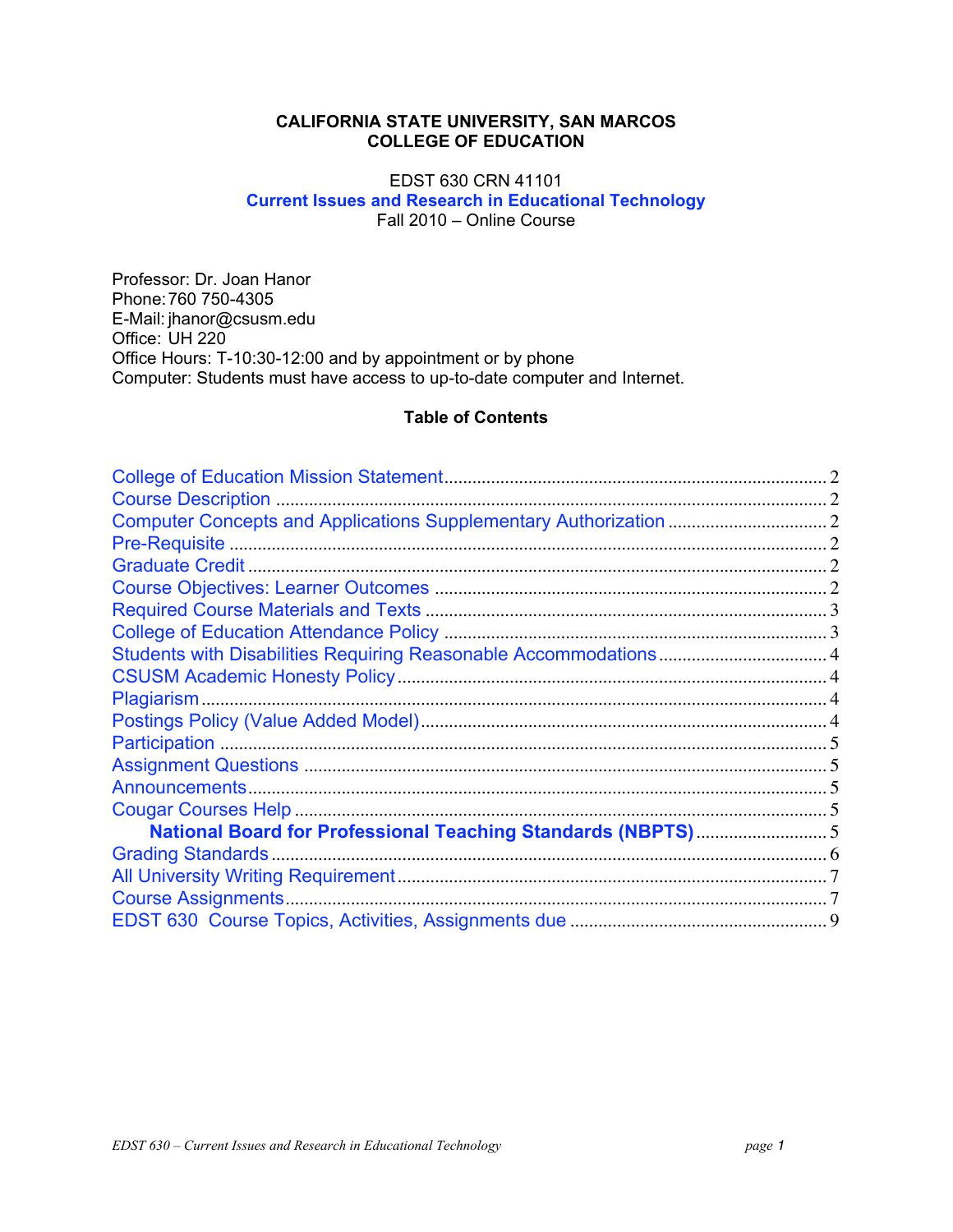**CALIFORNIA STATE UNIVERSITY, SAN MARCOS**
**COLLEGE OF EDUCATION**

EDST 630 CRN 41101

**Current Issues and Research in Educational Technology**

Fall 2010 – Online Course

Professor: Dr. Joan Hanor
Phone: 760 750-4305
E-Mail: jhanor@csusm.edu
Office: UH 220
Office Hours: T-10:30-12:00 and by appointment or by phone
Computer: Students must have access to up-to-date computer and Internet.

## Table of Contents

College of Education Mission Statement ............ 2
Course Description ............ 2
Computer Concepts and Applications Supplementary Authorization ............ 2
Pre-Requisite ............ 2
Graduate Credit ............ 2
Course Objectives: Learner Outcomes ............ 2
Required Course Materials and Texts ............ 3
College of Education Attendance Policy ............ 3
Students with Disabilities Requiring Reasonable Accommodations ............ 4
CSUSM Academic Honesty Policy ............ 4
Plagiarism ............ 4
Postings Policy (Value Added Model) ............ 4
Participation ............ 5
Assignment Questions ............ 5
Announcements ............ 5
Cougar Courses Help ............ 5
**National Board for Professional Teaching Standards (NBPTS)** ............ 5
Grading Standards ............ 6
All University Writing Requirement ............ 7
Course Assignments ............ 7
EDST 630 Course Topics, Activities, Assignments due ............ 9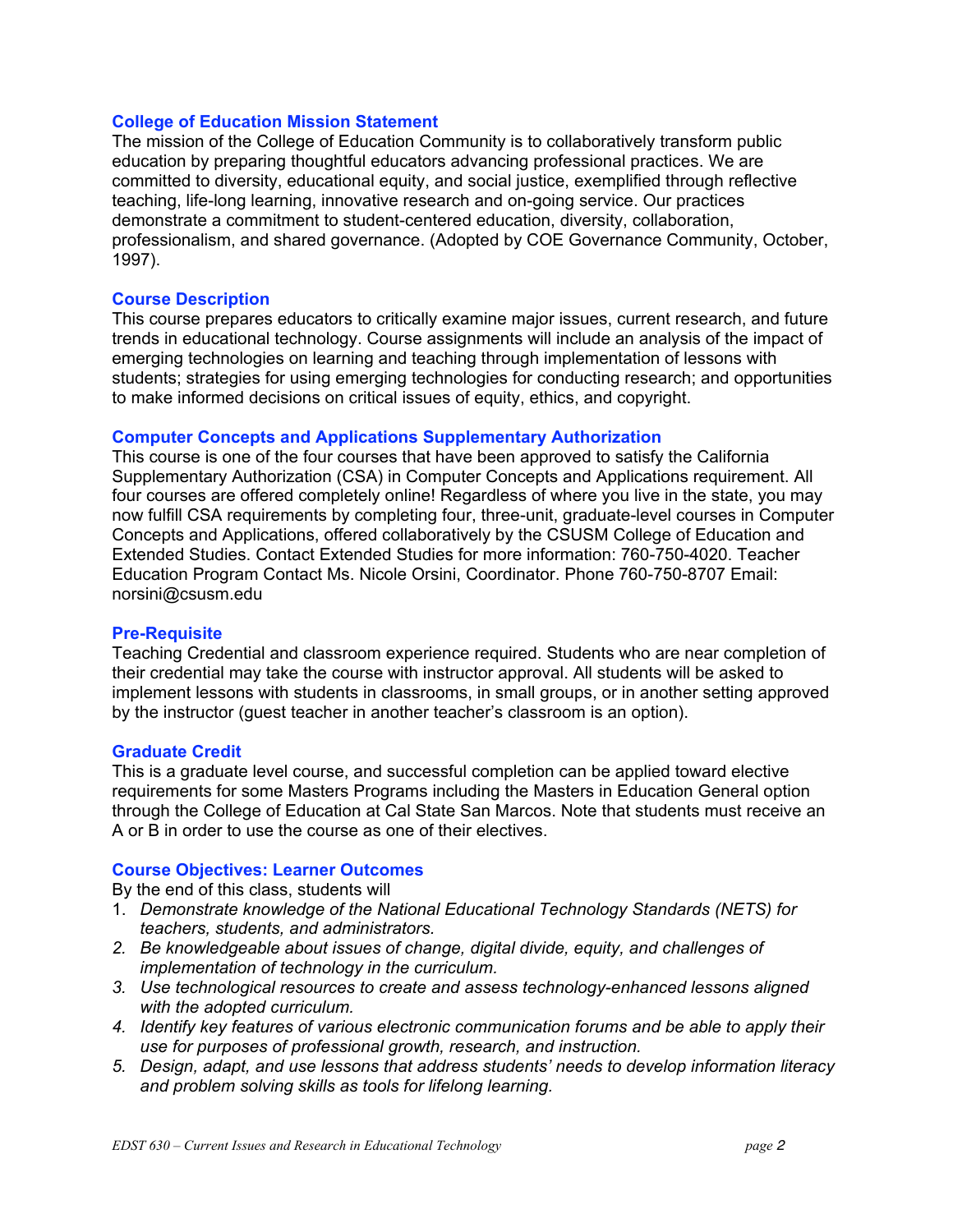## College of Education Mission Statement

The mission of the College of Education Community is to collaboratively transform public education by preparing thoughtful educators advancing professional practices. We are committed to diversity, educational equity, and social justice, exemplified through reflective teaching, life-long learning, innovative research and on-going service. Our practices demonstrate a commitment to student-centered education, diversity, collaboration, professionalism, and shared governance. (Adopted by COE Governance Community, October, 1997).

## Course Description

This course prepares educators to critically examine major issues, current research, and future trends in educational technology. Course assignments will include an analysis of the impact of emerging technologies on learning and teaching through implementation of lessons with students; strategies for using emerging technologies for conducting research; and opportunities to make informed decisions on critical issues of equity, ethics, and copyright.

## Computer Concepts and Applications Supplementary Authorization

This course is one of the four courses that have been approved to satisfy the California Supplementary Authorization (CSA) in Computer Concepts and Applications requirement. All four courses are offered completely online! Regardless of where you live in the state, you may now fulfill CSA requirements by completing four, three-unit, graduate-level courses in Computer Concepts and Applications, offered collaboratively by the CSUSM College of Education and Extended Studies. Contact Extended Studies for more information: 760-750-4020. Teacher Education Program Contact Ms. Nicole Orsini, Coordinator. Phone 760-750-8707 Email: norsini@csusm.edu

## Pre-Requisite

Teaching Credential and classroom experience required. Students who are near completion of their credential may take the course with instructor approval. All students will be asked to implement lessons with students in classrooms, in small groups, or in another setting approved by the instructor (guest teacher in another teacher's classroom is an option).

## Graduate Credit

This is a graduate level course, and successful completion can be applied toward elective requirements for some Masters Programs including the Masters in Education General option through the College of Education at Cal State San Marcos. Note that students must receive an A or B in order to use the course as one of their electives.

## Course Objectives: Learner Outcomes

By the end of this class, students will

1. *Demonstrate knowledge of the National Educational Technology Standards (NETS) for teachers, students, and administrators.*
2. *Be knowledgeable about issues of change, digital divide, equity, and challenges of implementation of technology in the curriculum.*
3. *Use technological resources to create and assess technology-enhanced lessons aligned with the adopted curriculum.*
4. *Identify key features of various electronic communication forums and be able to apply their use for purposes of professional growth, research, and instruction.*
5. *Design, adapt, and use lessons that address students' needs to develop information literacy and problem solving skills as tools for lifelong learning.*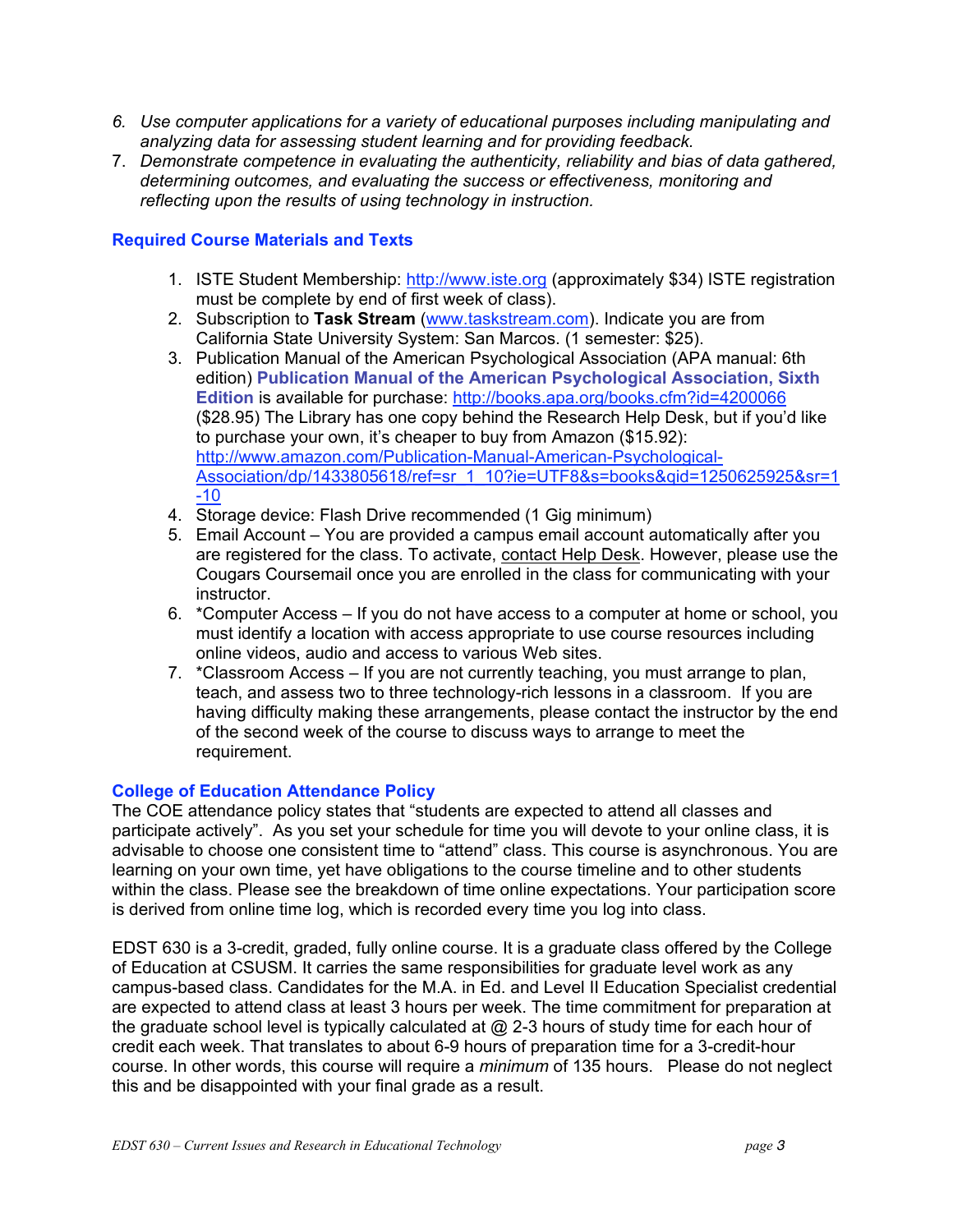6. *Use computer applications for a variety of educational purposes including manipulating and analyzing data for assessing student learning and for providing feedback.*
7. *Demonstrate competence in evaluating the authenticity, reliability and bias of data gathered, determining outcomes, and evaluating the success or effectiveness, monitoring and reflecting upon the results of using technology in instruction.*

## Required Course Materials and Texts

1. ISTE Student Membership: http://www.iste.org (approximately $34) ISTE registration must be complete by end of first week of class).
2. Subscription to **Task Stream** (www.taskstream.com). Indicate you are from California State University System: San Marcos. (1 semester: $25).
3. Publication Manual of the American Psychological Association (APA manual: 6th edition) **Publication Manual of the American Psychological Association, Sixth Edition** is available for purchase: http://books.apa.org/books.cfm?id=4200066 ($28.95) The Library has one copy behind the Research Help Desk, but if you'd like to purchase your own, it's cheaper to buy from Amazon ($15.92): http://www.amazon.com/Publication-Manual-American-Psychological-Association/dp/1433805618/ref=sr_1_10?ie=UTF8&s=books&qid=1250625925&sr=1-10
4. Storage device: Flash Drive recommended (1 Gig minimum)
5. Email Account – You are provided a campus email account automatically after you are registered for the class. To activate, contact Help Desk. However, please use the Cougars Coursemail once you are enrolled in the class for communicating with your instructor.
6. *Computer Access – If you do not have access to a computer at home or school, you must identify a location with access appropriate to use course resources including online videos, audio and access to various Web sites.
7. *Classroom Access – If you are not currently teaching, you must arrange to plan, teach, and assess two to three technology-rich lessons in a classroom. If you are having difficulty making these arrangements, please contact the instructor by the end of the second week of the course to discuss ways to arrange to meet the requirement.

## College of Education Attendance Policy

The COE attendance policy states that "students are expected to attend all classes and participate actively". As you set your schedule for time you will devote to your online class, it is advisable to choose one consistent time to "attend" class. This course is asynchronous. You are learning on your own time, yet have obligations to the course timeline and to other students within the class. Please see the breakdown of time online expectations. Your participation score is derived from online time log, which is recorded every time you log into class.

EDST 630 is a 3-credit, graded, fully online course. It is a graduate class offered by the College of Education at CSUSM. It carries the same responsibilities for graduate level work as any campus-based class. Candidates for the M.A. in Ed. and Level II Education Specialist credential are expected to attend class at least 3 hours per week. The time commitment for preparation at the graduate school level is typically calculated at @ 2-3 hours of study time for each hour of credit each week. That translates to about 6-9 hours of preparation time for a 3-credit-hour course. In other words, this course will require a *minimum* of 135 hours. Please do not neglect this and be disappointed with your final grade as a result.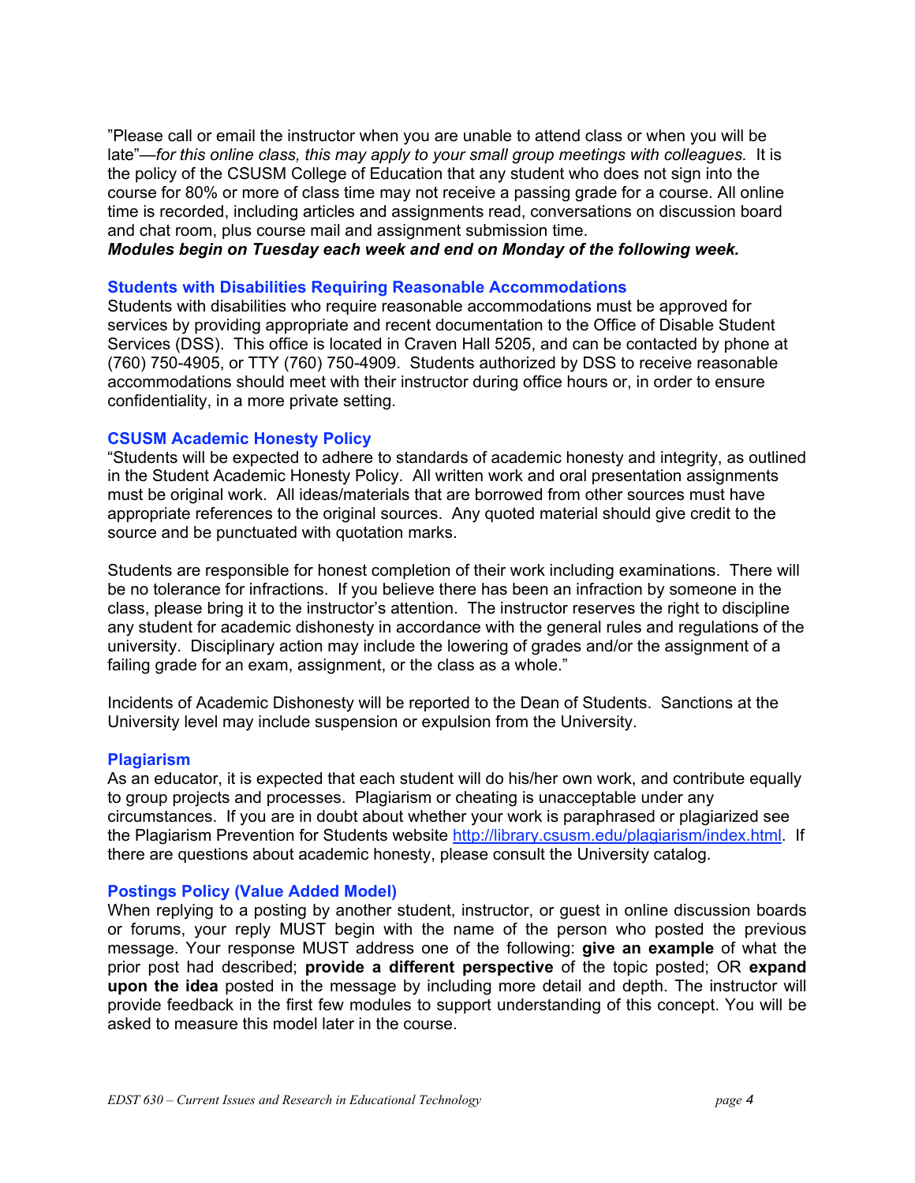"Please call or email the instructor when you are unable to attend class or when you will be late"—*for this online class, this may apply to your small group meetings with colleagues.* It is the policy of the CSUSM College of Education that any student who does not sign into the course for 80% or more of class time may not receive a passing grade for a course. All online time is recorded, including articles and assignments read, conversations on discussion board and chat room, plus course mail and assignment submission time.
***Modules begin on Tuesday each week and end on Monday of the following week.***

### Students with Disabilities Requiring Reasonable Accommodations

Students with disabilities who require reasonable accommodations must be approved for services by providing appropriate and recent documentation to the Office of Disable Student Services (DSS). This office is located in Craven Hall 5205, and can be contacted by phone at (760) 750-4905, or TTY (760) 750-4909. Students authorized by DSS to receive reasonable accommodations should meet with their instructor during office hours or, in order to ensure confidentiality, in a more private setting.

### CSUSM Academic Honesty Policy

"Students will be expected to adhere to standards of academic honesty and integrity, as outlined in the Student Academic Honesty Policy. All written work and oral presentation assignments must be original work. All ideas/materials that are borrowed from other sources must have appropriate references to the original sources. Any quoted material should give credit to the source and be punctuated with quotation marks.

Students are responsible for honest completion of their work including examinations. There will be no tolerance for infractions. If you believe there has been an infraction by someone in the class, please bring it to the instructor's attention. The instructor reserves the right to discipline any student for academic dishonesty in accordance with the general rules and regulations of the university. Disciplinary action may include the lowering of grades and/or the assignment of a failing grade for an exam, assignment, or the class as a whole."

Incidents of Academic Dishonesty will be reported to the Dean of Students. Sanctions at the University level may include suspension or expulsion from the University.

### Plagiarism

As an educator, it is expected that each student will do his/her own work, and contribute equally to group projects and processes. Plagiarism or cheating is unacceptable under any circumstances. If you are in doubt about whether your work is paraphrased or plagiarized see the Plagiarism Prevention for Students website http://library.csusm.edu/plagiarism/index.html. If there are questions about academic honesty, please consult the University catalog.

### Postings Policy (Value Added Model)

When replying to a posting by another student, instructor, or guest in online discussion boards or forums, your reply MUST begin with the name of the person who posted the previous message. Your response MUST address one of the following: **give an example** of what the prior post had described; **provide a different perspective** of the topic posted; OR **expand upon the idea** posted in the message by including more detail and depth. The instructor will provide feedback in the first few modules to support understanding of this concept. You will be asked to measure this model later in the course.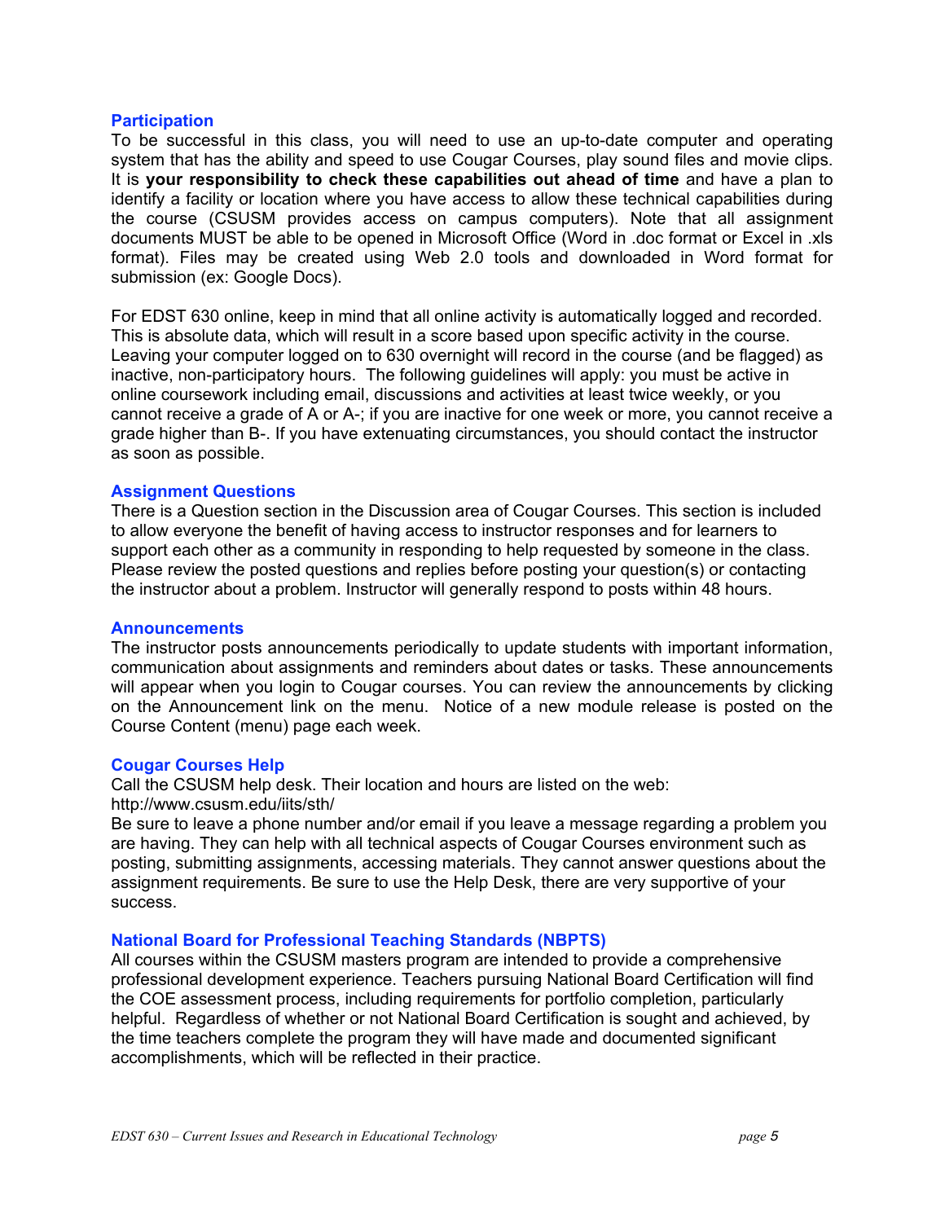### Participation

To be successful in this class, you will need to use an up-to-date computer and operating system that has the ability and speed to use Cougar Courses, play sound files and movie clips. It is **your responsibility to check these capabilities out ahead of time** and have a plan to identify a facility or location where you have access to allow these technical capabilities during the course (CSUSM provides access on campus computers). Note that all assignment documents MUST be able to be opened in Microsoft Office (Word in .doc format or Excel in .xls format). Files may be created using Web 2.0 tools and downloaded in Word format for submission (ex: Google Docs).

For EDST 630 online, keep in mind that all online activity is automatically logged and recorded. This is absolute data, which will result in a score based upon specific activity in the course. Leaving your computer logged on to 630 overnight will record in the course (and be flagged) as inactive, non-participatory hours. The following guidelines will apply: you must be active in online coursework including email, discussions and activities at least twice weekly, or you cannot receive a grade of A or A-; if you are inactive for one week or more, you cannot receive a grade higher than B-. If you have extenuating circumstances, you should contact the instructor as soon as possible.

### Assignment Questions

There is a Question section in the Discussion area of Cougar Courses. This section is included to allow everyone the benefit of having access to instructor responses and for learners to support each other as a community in responding to help requested by someone in the class. Please review the posted questions and replies before posting your question(s) or contacting the instructor about a problem. Instructor will generally respond to posts within 48 hours.

### Announcements

The instructor posts announcements periodically to update students with important information, communication about assignments and reminders about dates or tasks. These announcements will appear when you login to Cougar courses. You can review the announcements by clicking on the Announcement link on the menu. Notice of a new module release is posted on the Course Content (menu) page each week.

### Cougar Courses Help

Call the CSUSM help desk. Their location and hours are listed on the web:
http://www.csusm.edu/iits/sth/
Be sure to leave a phone number and/or email if you leave a message regarding a problem you are having. They can help with all technical aspects of Cougar Courses environment such as posting, submitting assignments, accessing materials. They cannot answer questions about the assignment requirements. Be sure to use the Help Desk, there are very supportive of your success.

### National Board for Professional Teaching Standards (NBPTS)

All courses within the CSUSM masters program are intended to provide a comprehensive professional development experience. Teachers pursuing National Board Certification will find the COE assessment process, including requirements for portfolio completion, particularly helpful. Regardless of whether or not National Board Certification is sought and achieved, by the time teachers complete the program they will have made and documented significant accomplishments, which will be reflected in their practice.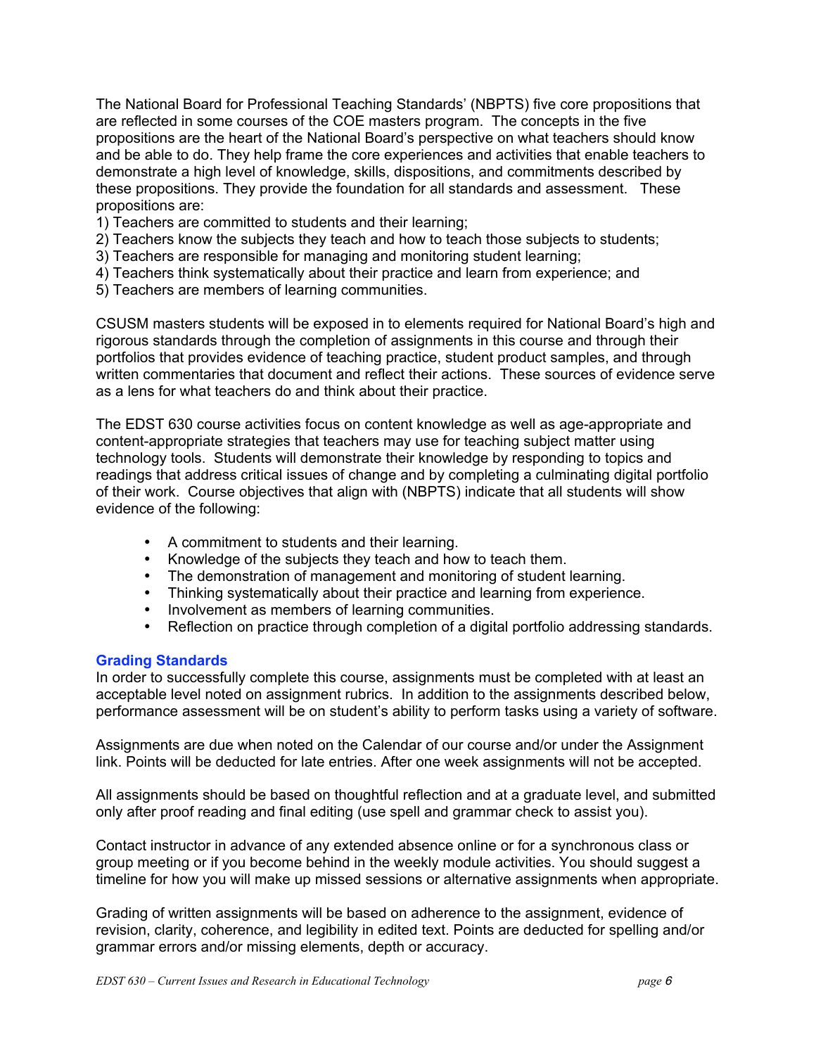The National Board for Professional Teaching Standards' (NBPTS) five core propositions that are reflected in some courses of the COE masters program. The concepts in the five propositions are the heart of the National Board's perspective on what teachers should know and be able to do. They help frame the core experiences and activities that enable teachers to demonstrate a high level of knowledge, skills, dispositions, and commitments described by these propositions. They provide the foundation for all standards and assessment. These propositions are:

1) Teachers are committed to students and their learning;
2) Teachers know the subjects they teach and how to teach those subjects to students;
3) Teachers are responsible for managing and monitoring student learning;
4) Teachers think systematically about their practice and learn from experience; and
5) Teachers are members of learning communities.

CSUSM masters students will be exposed in to elements required for National Board's high and rigorous standards through the completion of assignments in this course and through their portfolios that provides evidence of teaching practice, student product samples, and through written commentaries that document and reflect their actions. These sources of evidence serve as a lens for what teachers do and think about their practice.

The EDST 630 course activities focus on content knowledge as well as age-appropriate and content-appropriate strategies that teachers may use for teaching subject matter using technology tools. Students will demonstrate their knowledge by responding to topics and readings that address critical issues of change and by completing a culminating digital portfolio of their work. Course objectives that align with (NBPTS) indicate that all students will show evidence of the following:

- A commitment to students and their learning.
- Knowledge of the subjects they teach and how to teach them.
- The demonstration of management and monitoring of student learning.
- Thinking systematically about their practice and learning from experience.
- Involvement as members of learning communities.
- Reflection on practice through completion of a digital portfolio addressing standards.

### Grading Standards

In order to successfully complete this course, assignments must be completed with at least an acceptable level noted on assignment rubrics. In addition to the assignments described below, performance assessment will be on student's ability to perform tasks using a variety of software.

Assignments are due when noted on the Calendar of our course and/or under the Assignment link. Points will be deducted for late entries. After one week assignments will not be accepted.

All assignments should be based on thoughtful reflection and at a graduate level, and submitted only after proof reading and final editing (use spell and grammar check to assist you).

Contact instructor in advance of any extended absence online or for a synchronous class or group meeting or if you become behind in the weekly module activities. You should suggest a timeline for how you will make up missed sessions or alternative assignments when appropriate.

Grading of written assignments will be based on adherence to the assignment, evidence of revision, clarity, coherence, and legibility in edited text. Points are deducted for spelling and/or grammar errors and/or missing elements, depth or accuracy.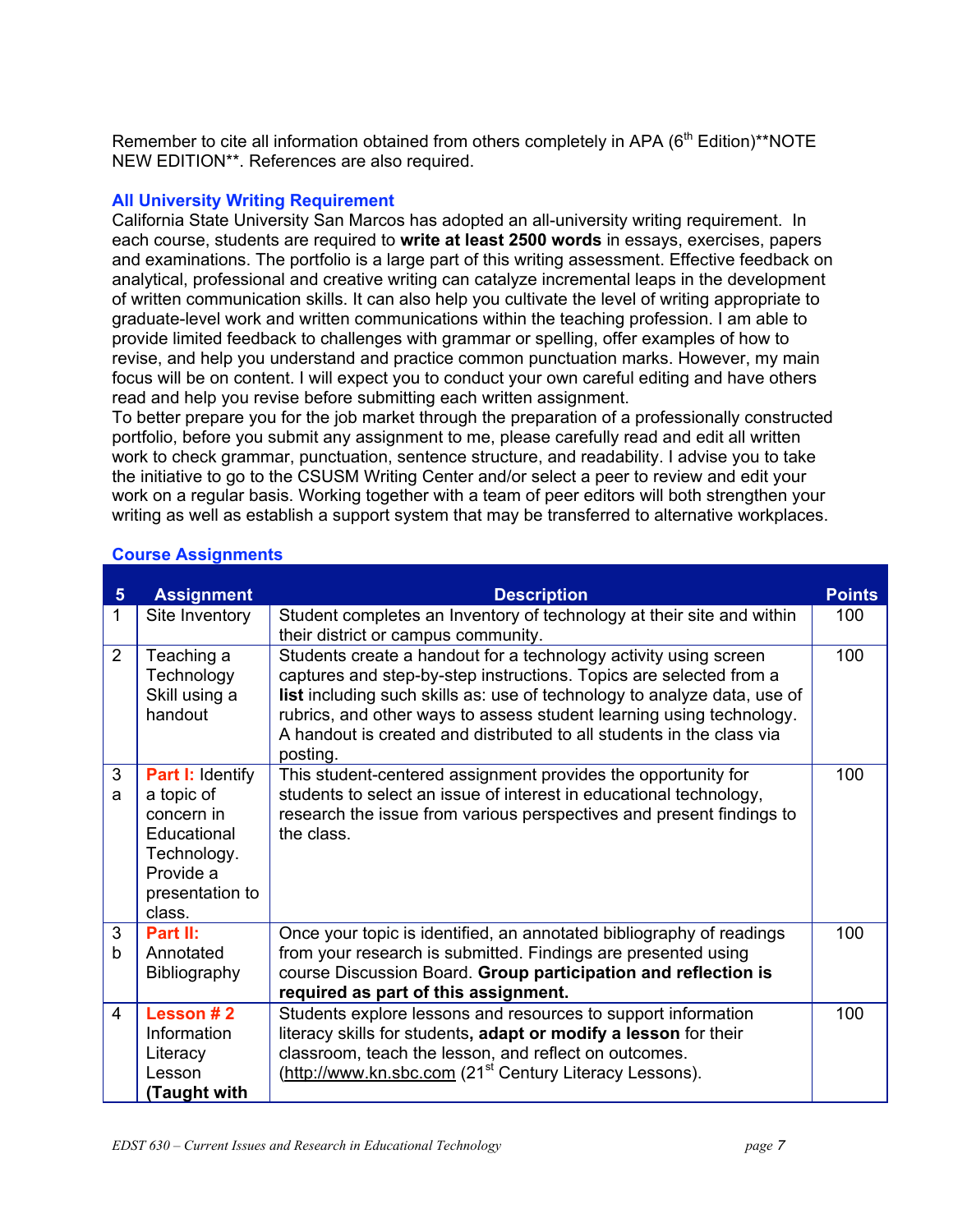Remember to cite all information obtained from others completely in APA (6th Edition)**NOTE NEW EDITION**. References are also required.

### All University Writing Requirement

California State University San Marcos has adopted an all-university writing requirement. In each course, students are required to **write at least 2500 words** in essays, exercises, papers and examinations. The portfolio is a large part of this writing assessment. Effective feedback on analytical, professional and creative writing can catalyze incremental leaps in the development of written communication skills. It can also help you cultivate the level of writing appropriate to graduate-level work and written communications within the teaching profession. I am able to provide limited feedback to challenges with grammar or spelling, offer examples of how to revise, and help you understand and practice common punctuation marks. However, my main focus will be on content. I will expect you to conduct your own careful editing and have others read and help you revise before submitting each written assignment.
To better prepare you for the job market through the preparation of a professionally constructed portfolio, before you submit any assignment to me, please carefully read and edit all written work to check grammar, punctuation, sentence structure, and readability. I advise you to take the initiative to go to the CSUSM Writing Center and/or select a peer to review and edit your work on a regular basis. Working together with a team of peer editors will both strengthen your writing as well as establish a support system that may be transferred to alternative workplaces.

### Course Assignments

| 5 | Assignment | Description | Points |
|---|---|---|---|
| 1 | Site Inventory | Student completes an Inventory of technology at their site and within their district or campus community. | 100 |
| 2 | Teaching a Technology Skill using a handout | Students create a handout for a technology activity using screen captures and step-by-step instructions. Topics are selected from a **list** including such skills as: use of technology to analyze data, use of rubrics, and other ways to assess student learning using technology. A handout is created and distributed to all students in the class via posting. | 100 |
| 3 a | **Part I:** Identify a topic of concern in Educational Technology. Provide a presentation to class. | This student-centered assignment provides the opportunity for students to select an issue of interest in educational technology, research the issue from various perspectives and present findings to the class. | 100 |
| 3 b | **Part II:** Annotated Bibliography | Once your topic is identified, an annotated bibliography of readings from your research is submitted. Findings are presented using course Discussion Board. **Group participation and reflection is required as part of this assignment.** | 100 |
| 4 | **Lesson # 2** Information Literacy Lesson **(Taught with** | Students explore lessons and resources to support information literacy skills for students**, adapt or modify a lesson** for their classroom, teach the lesson, and reflect on outcomes. (http://www.kn.sbc.com (21st Century Literacy Lessons). | 100 |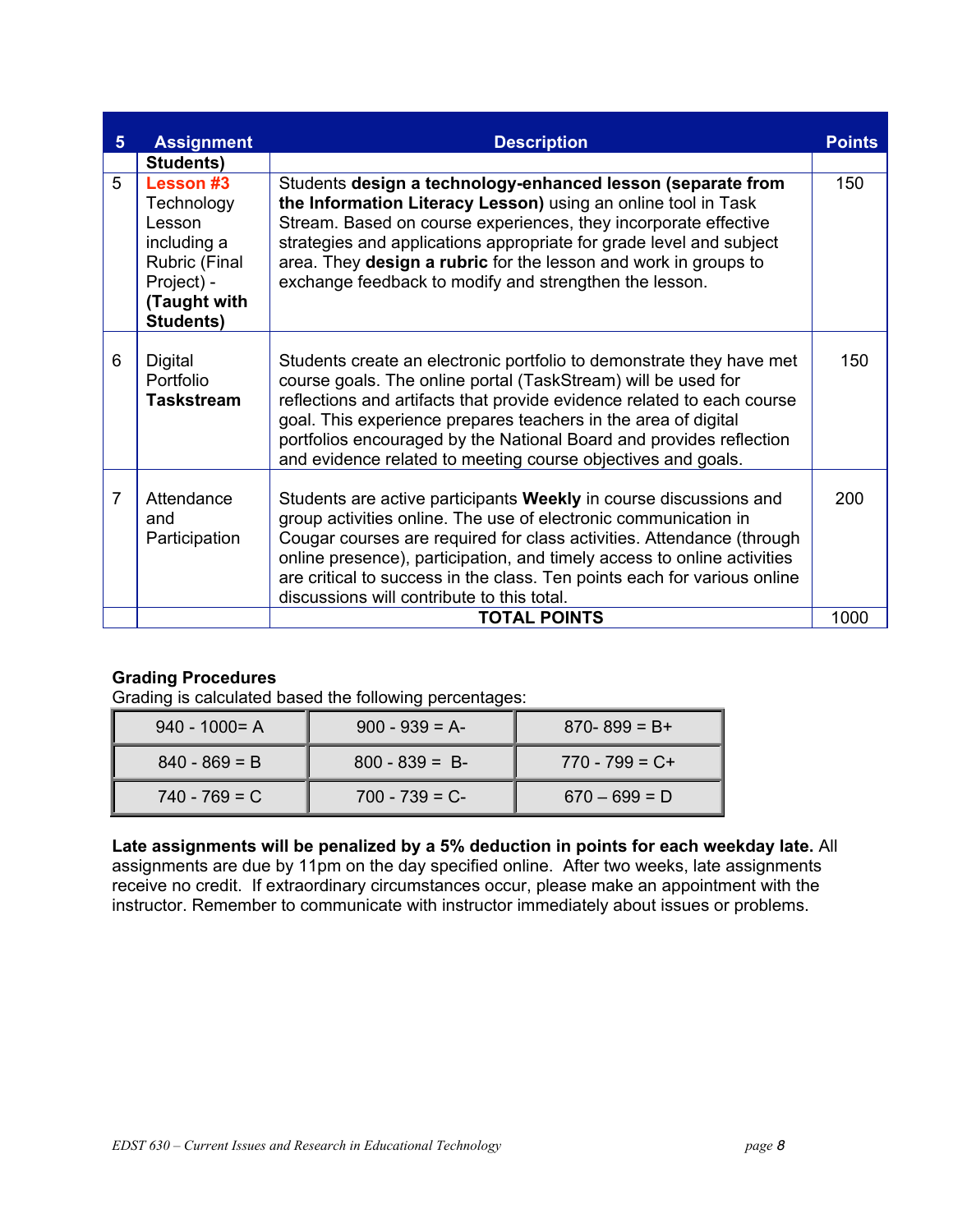| 5 | Assignment | Description | Points |
|---|---|---|---|
| | **Students)** | | |
| 5 | **Lesson #3** Technology Lesson including a Rubric (Final Project) - **(Taught with Students)** | Students **design a technology-enhanced lesson (separate from the Information Literacy Lesson)** using an online tool in Task Stream. Based on course experiences, they incorporate effective strategies and applications appropriate for grade level and subject area. They **design a rubric** for the lesson and work in groups to exchange feedback to modify and strengthen the lesson. | 150 |
| 6 | Digital Portfolio **Taskstream** | Students create an electronic portfolio to demonstrate they have met course goals. The online portal (TaskStream) will be used for reflections and artifacts that provide evidence related to each course goal. This experience prepares teachers in the area of digital portfolios encouraged by the National Board and provides reflection and evidence related to meeting course objectives and goals. | 150 |
| 7 | Attendance and Participation | Students are active participants **Weekly** in course discussions and group activities online. The use of electronic communication in Cougar courses are required for class activities. Attendance (through online presence), participation, and timely access to online activities are critical to success in the class. Ten points each for various online discussions will contribute to this total. | 200 |
| | | **TOTAL POINTS** | 1000 |

**Grading Procedures**
Grading is calculated based the following percentages:

| | | |
|---|---|---|
| 940 - 1000= A | 900 - 939 = A- | 870- 899 = B+ |
| 840 - 869 = B | 800 - 839 = B- | 770 - 799 = C+ |
| 740 - 769 = C | 700 - 739 = C- | 670 – 699 = D |

**Late assignments will be penalized by a 5% deduction in points for each weekday late.** All assignments are due by 11pm on the day specified online. After two weeks, late assignments receive no credit. If extraordinary circumstances occur, please make an appointment with the instructor. Remember to communicate with instructor immediately about issues or problems.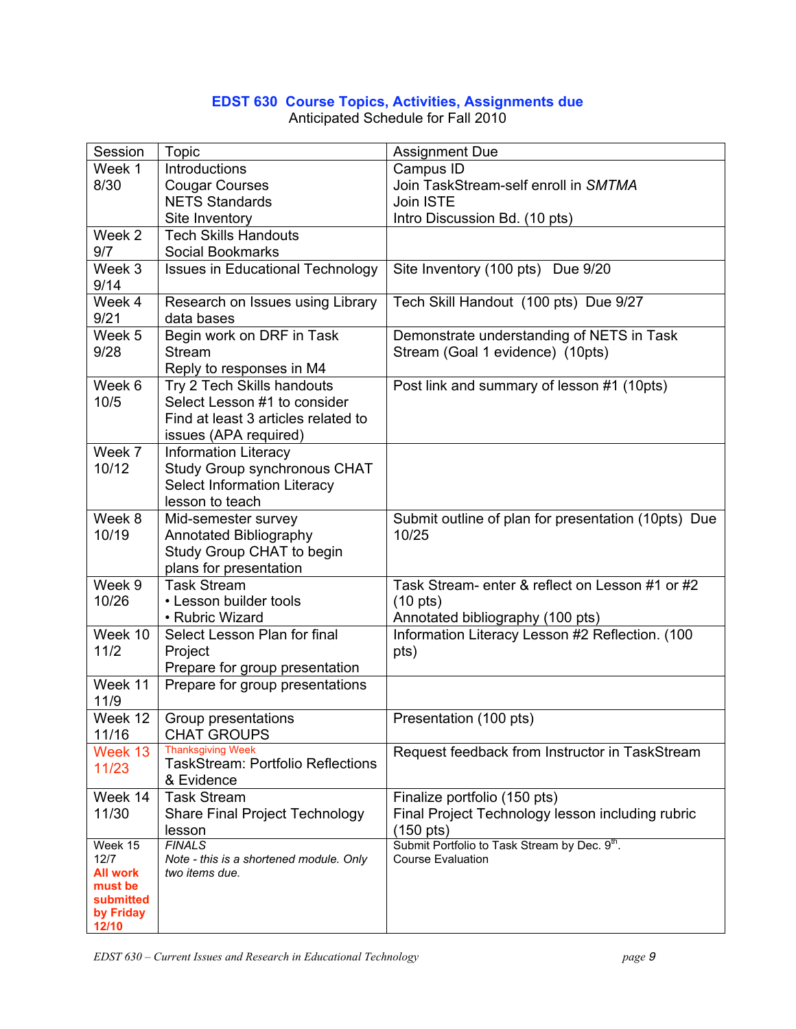## EDST 630 Course Topics, Activities, Assignments due

Anticipated Schedule for Fall 2010

| Session | Topic | Assignment Due |
|---|---|---|
| Week 1 8/30 | Introductions<br>Cougar Courses<br>NETS Standards<br>Site Inventory | Campus ID<br>Join TaskStream-self enroll in *SMTMA*<br>Join ISTE<br>Intro Discussion Bd. (10 pts) |
| Week 2 9/7 | Tech Skills Handouts<br>Social Bookmarks | |
| Week 3 9/14 | Issues in Educational Technology | Site Inventory (100 pts) Due 9/20 |
| Week 4 9/21 | Research on Issues using Library data bases | Tech Skill Handout (100 pts) Due 9/27 |
| Week 5 9/28 | Begin work on DRF in Task Stream<br>Reply to responses in M4 | Demonstrate understanding of NETS in Task Stream (Goal 1 evidence) (10pts) |
| Week 6 10/5 | Try 2 Tech Skills handouts<br>Select Lesson #1 to consider<br>Find at least 3 articles related to issues (APA required) | Post link and summary of lesson #1 (10pts) |
| Week 7 10/12 | Information Literacy<br>Study Group synchronous CHAT<br>Select Information Literacy lesson to teach | |
| Week 8 10/19 | Mid-semester survey<br>Annotated Bibliography<br>Study Group CHAT to begin plans for presentation | Submit outline of plan for presentation (10pts) Due 10/25 |
| Week 9 10/26 | Task Stream<br>• Lesson builder tools<br>• Rubric Wizard | Task Stream- enter & reflect on Lesson #1 or #2 (10 pts)<br>Annotated bibliography (100 pts) |
| Week 10 11/2 | Select Lesson Plan for final Project<br>Prepare for group presentation | Information Literacy Lesson #2 Reflection. (100 pts) |
| Week 11 11/9 | Prepare for group presentations | |
| Week 12 11/16 | Group presentations<br>CHAT GROUPS | Presentation (100 pts) |
| Week 13 11/23 | Thanksgiving Week<br>TaskStream: Portfolio Reflections & Evidence | Request feedback from Instructor in TaskStream |
| Week 14 11/30 | Task Stream<br>Share Final Project Technology lesson | Finalize portfolio (150 pts)<br>Final Project Technology lesson including rubric (150 pts) |
| Week 15 12/7<br>**All work must be submitted by Friday 12/10** | *FINALS*<br>*Note - this is a shortened module. Only two items due.* | Submit Portfolio to Task Stream by Dec. 9th.<br>Course Evaluation |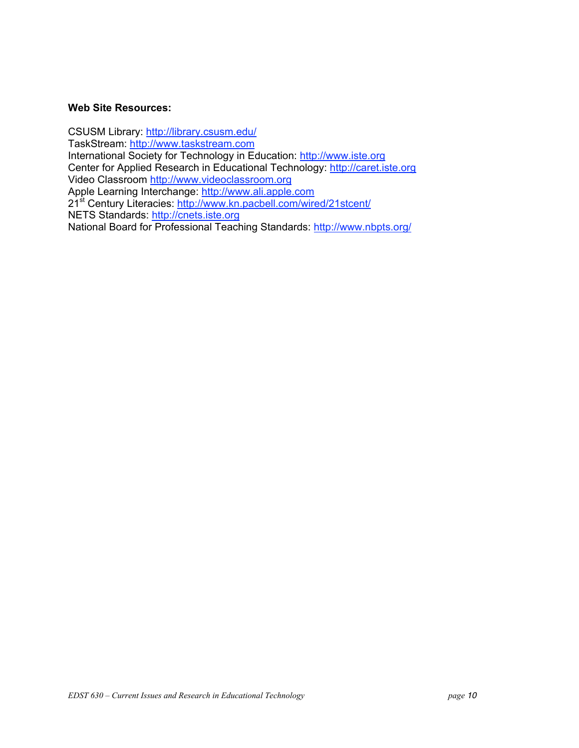**Web Site Resources:**

CSUSM Library: http://library.csusm.edu/
TaskStream: http://www.taskstream.com
International Society for Technology in Education: http://www.iste.org
Center for Applied Research in Educational Technology: http://caret.iste.org
Video Classroom http://www.videoclassroom.org
Apple Learning Interchange: http://www.ali.apple.com
21st Century Literacies: http://www.kn.pacbell.com/wired/21stcent/
NETS Standards: http://cnets.iste.org
National Board for Professional Teaching Standards: http://www.nbpts.org/